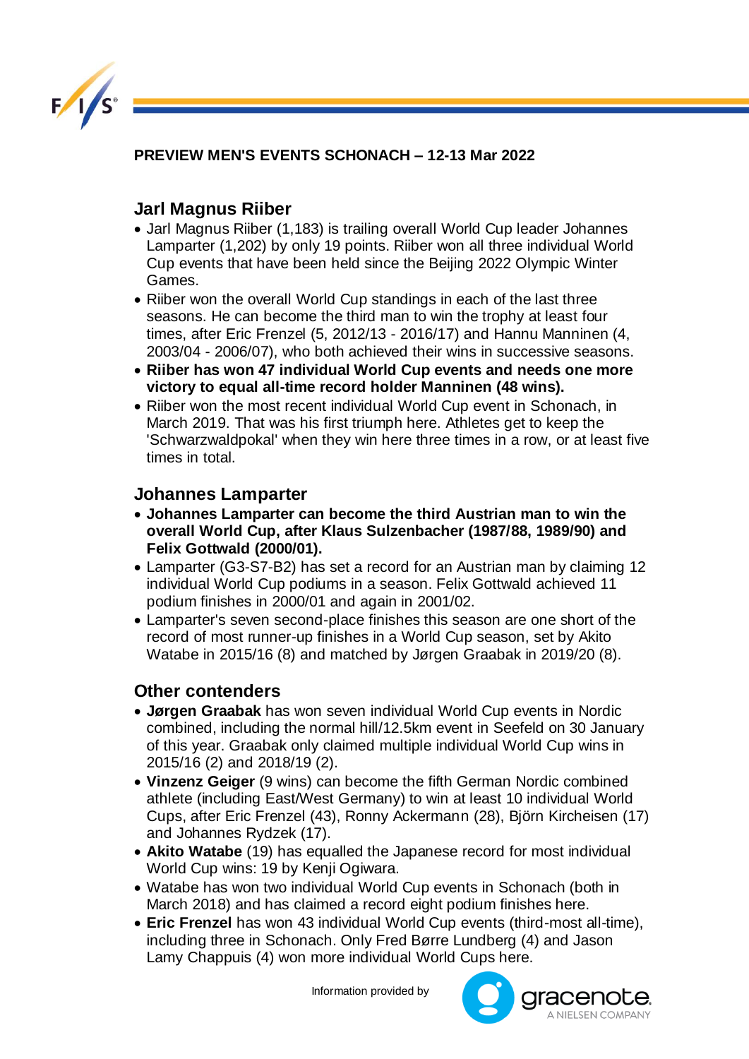**PREVIEW MEN'S EVENTS SCHONACH – 12-13 Mar 2022**

## Jarl Magnus Riiber

- Jarl Magnus Riiber (1,183) is trailing overall World Cup leader Johannes Lamparter (1,202) by only 19 points. Riiber won all three individual World Cup events that have been held since the Beijing 2022 Olympic Winter Games.
- Riiber won the overall World Cup standings in each of the last three seasons. He can become the third man to win the trophy at least four times, after Eric Frenzel (5, 2012/13 - 2016/17) and Hannu Manninen (4, 2003/04 - 2006/07), who both achieved their wins in successive seasons.
- **Riiber has won 47 individual World Cup events and needs one more victory to equal all-time record holder Manninen (48 wins).**
- Riiber won the most recent individual World Cup event in Schonach, in March 2019. That was his first triumph here. Athletes get to keep the 'Schwarzwaldpokal' when they win here three times in a row, or at least five times in total.

## Johannes Lamparter

- **Johannes Lamparter can become the third Austrian man to win the overall World Cup, after Klaus Sulzenbacher (1987/88, 1989/90) and Felix Gottwald (2000/01).**
- Lamparter (G3-S7-B2) has set a record for an Austrian man by claiming 12 individual World Cup podiums in a season. Felix Gottwald achieved 11 podium finishes in 2000/01 and again in 2001/02.
- Lamparter's seven second-place finishes this season are one short of the record of most runner-up finishes in a World Cup season, set by Akito Watabe in 2015/16 (8) and matched by Jørgen Graabak in 2019/20 (8).

## Other contenders

- **Jørgen Graabak** has won seven individual World Cup events in Nordic combined, including the normal hill/12.5km event in Seefeld on 30 January of this year. Graabak only claimed multiple individual World Cup wins in 2015/16 (2) and 2018/19 (2).
- **Vinzenz Geiger** (9 wins) can become the fifth German Nordic combined athlete (including East/West Germany) to win at least 10 individual World Cups, after Eric Frenzel (43), Ronny Ackermann (28), Björn Kircheisen (17) and Johannes Rydzek (17).
- **Akito Watabe** (19) has equalled the Japanese record for most individual World Cup wins: 19 by Kenji Ogiwara.
- Watabe has won two individual World Cup events in Schonach (both in March 2018) and has claimed a record eight podium finishes here.
- **Eric Frenzel** has won 43 individual World Cup events (third-most all-time), including three in Schonach. Only Fred Børre Lundberg (4) and Jason Lamy Chappuis (4) won more individual World Cups here.

Information provided by gracenote. A NIELSEN COMPANY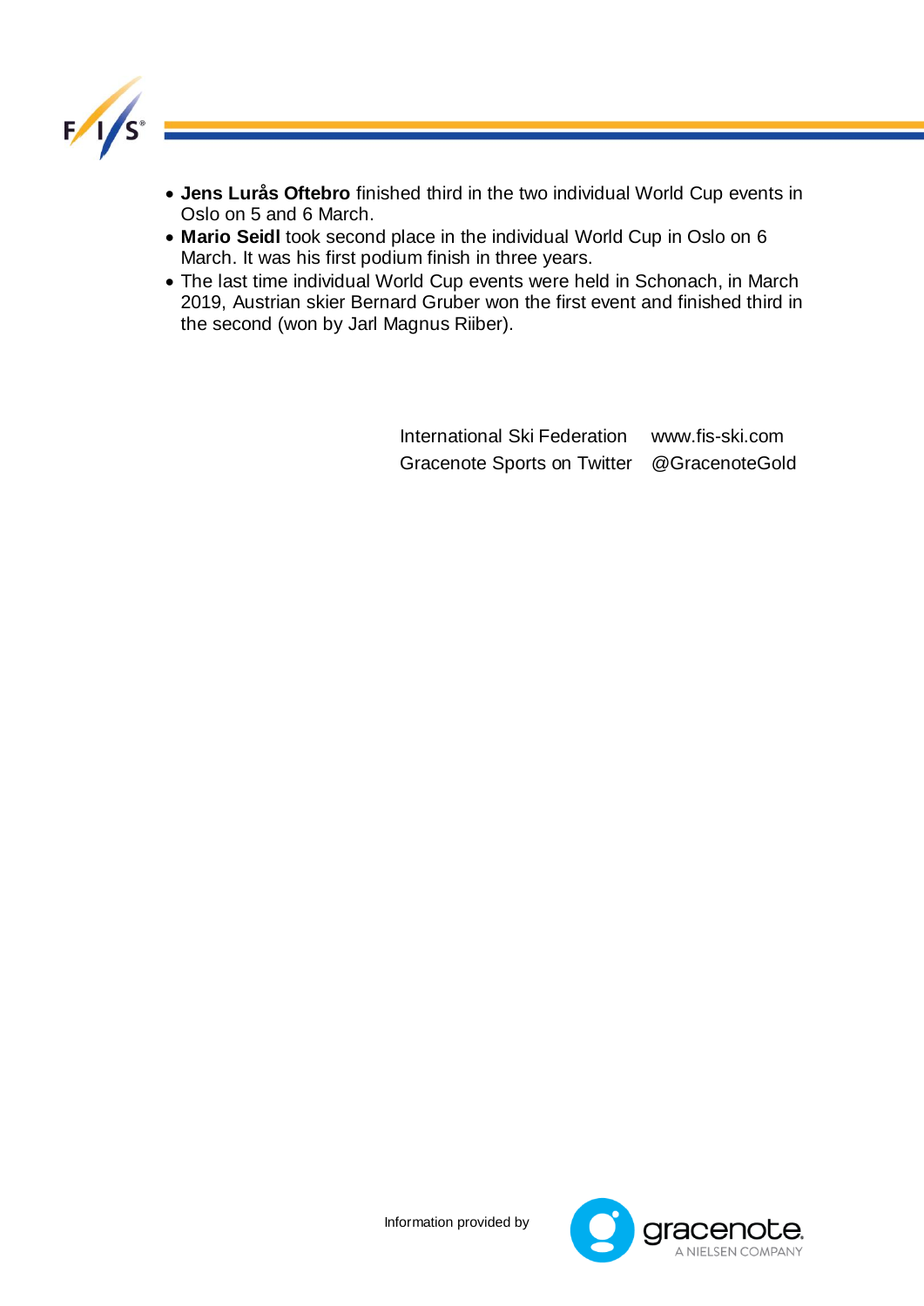- **Jens Lurås Oftebro** finished third in the two individual World Cup events in Oslo on 5 and 6 March.
- **Mario Seidl** took second place in the individual World Cup in Oslo on 6 March. It was his first podium finish in three years.
- The last time individual World Cup events were held in Schonach, in March 2019, Austrian skier Bernard Gruber won the first event and finished third in the second (won by Jarl Magnus Riiber).

| | |
|---|---|
| International Ski Federation | www.fis-ski.com |
| Gracenote Sports on Twitter | @GracenoteGold |

Information provided by gracenote. A NIELSEN COMPANY